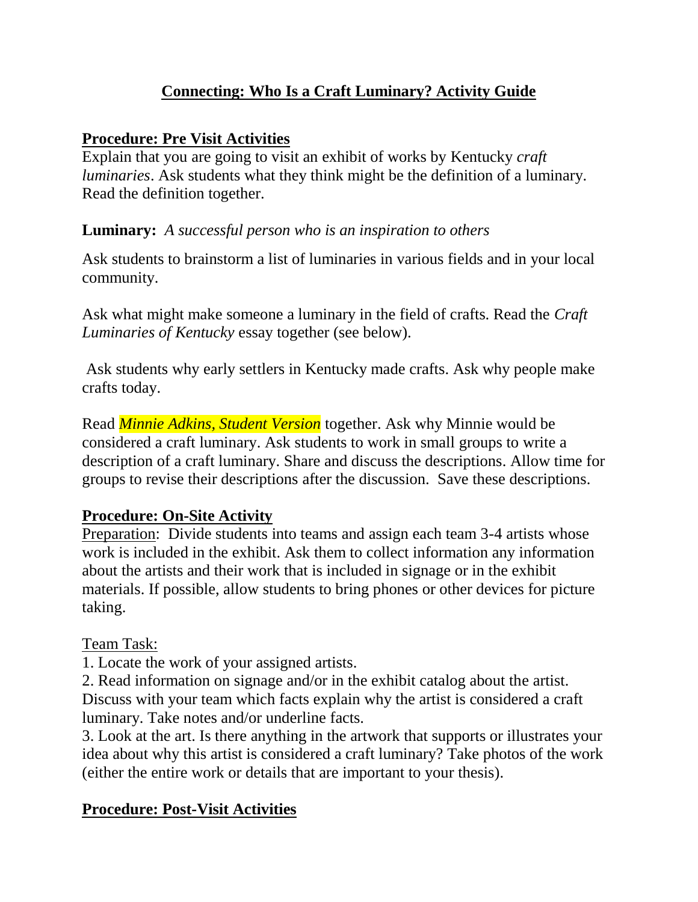# Connecting: Who Is a Craft Luminary? Activity Guide

## Procedure: Pre Visit Activities

Explain that you are going to visit an exhibit of works by Kentucky *craft luminaries*. Ask students what they think might be the definition of a luminary. Read the definition together.

**Luminary:** *A successful person who is an inspiration to others*

Ask students to brainstorm a list of luminaries in various fields and in your local community.

Ask what might make someone a luminary in the field of crafts. Read the *Craft Luminaries of Kentucky* essay together (see below).

Ask students why early settlers in Kentucky made crafts. Ask why people make crafts today.

Read *Minnie Adkins, Student Version* together. Ask why Minnie would be considered a craft luminary. Ask students to work in small groups to write a description of a craft luminary. Share and discuss the descriptions. Allow time for groups to revise their descriptions after the discussion. Save these descriptions.

## Procedure: On-Site Activity

Preparation: Divide students into teams and assign each team 3-4 artists whose work is included in the exhibit. Ask them to collect information any information about the artists and their work that is included in signage or in the exhibit materials. If possible, allow students to bring phones or other devices for picture taking.

Team Task:

1. Locate the work of your assigned artists.
2. Read information on signage and/or in the exhibit catalog about the artist. Discuss with your team which facts explain why the artist is considered a craft luminary. Take notes and/or underline facts.
3. Look at the art. Is there anything in the artwork that supports or illustrates your idea about why this artist is considered a craft luminary? Take photos of the work (either the entire work or details that are important to your thesis).

## Procedure: Post-Visit Activities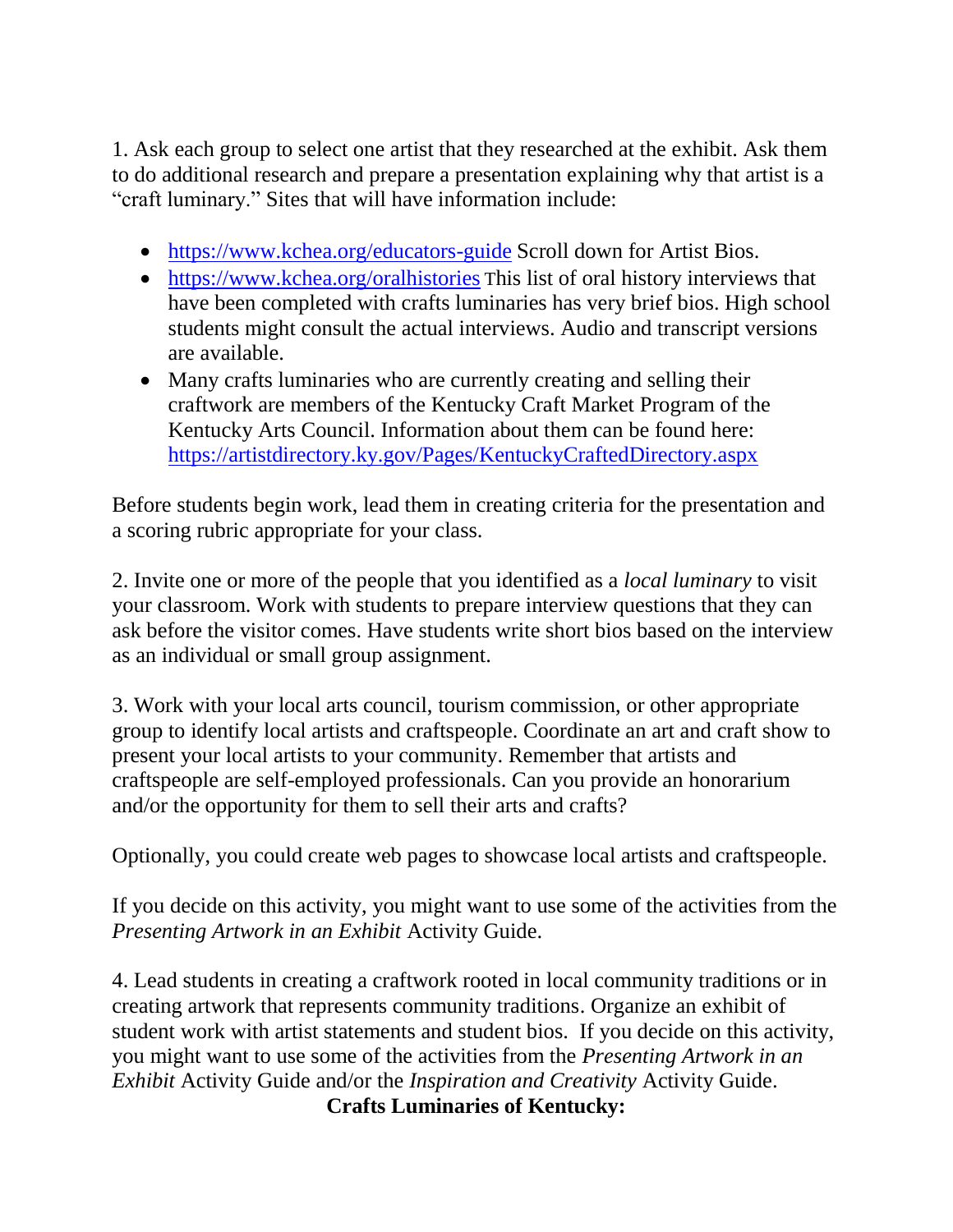1. Ask each group to select one artist that they researched at the exhibit. Ask them to do additional research and prepare a presentation explaining why that artist is a "craft luminary." Sites that will have information include:

- https://www.kchea.org/educators-guide Scroll down for Artist Bios.
- https://www.kchea.org/oralhistories This list of oral history interviews that have been completed with crafts luminaries has very brief bios. High school students might consult the actual interviews. Audio and transcript versions are available.
- Many crafts luminaries who are currently creating and selling their craftwork are members of the Kentucky Craft Market Program of the Kentucky Arts Council. Information about them can be found here: https://artistdirectory.ky.gov/Pages/KentuckyCraftedDirectory.aspx

Before students begin work, lead them in creating criteria for the presentation and a scoring rubric appropriate for your class.

2. Invite one or more of the people that you identified as a *local luminary* to visit your classroom. Work with students to prepare interview questions that they can ask before the visitor comes. Have students write short bios based on the interview as an individual or small group assignment.

3. Work with your local arts council, tourism commission, or other appropriate group to identify local artists and craftspeople. Coordinate an art and craft show to present your local artists to your community. Remember that artists and craftspeople are self-employed professionals. Can you provide an honorarium and/or the opportunity for them to sell their arts and crafts?

Optionally, you could create web pages to showcase local artists and craftspeople.

If you decide on this activity, you might want to use some of the activities from the *Presenting Artwork in an Exhibit* Activity Guide.

4. Lead students in creating a craftwork rooted in local community traditions or in creating artwork that represents community traditions. Organize an exhibit of student work with artist statements and student bios. If you decide on this activity, you might want to use some of the activities from the *Presenting Artwork in an Exhibit* Activity Guide and/or the *Inspiration and Creativity* Activity Guide.

**Crafts Luminaries of Kentucky:**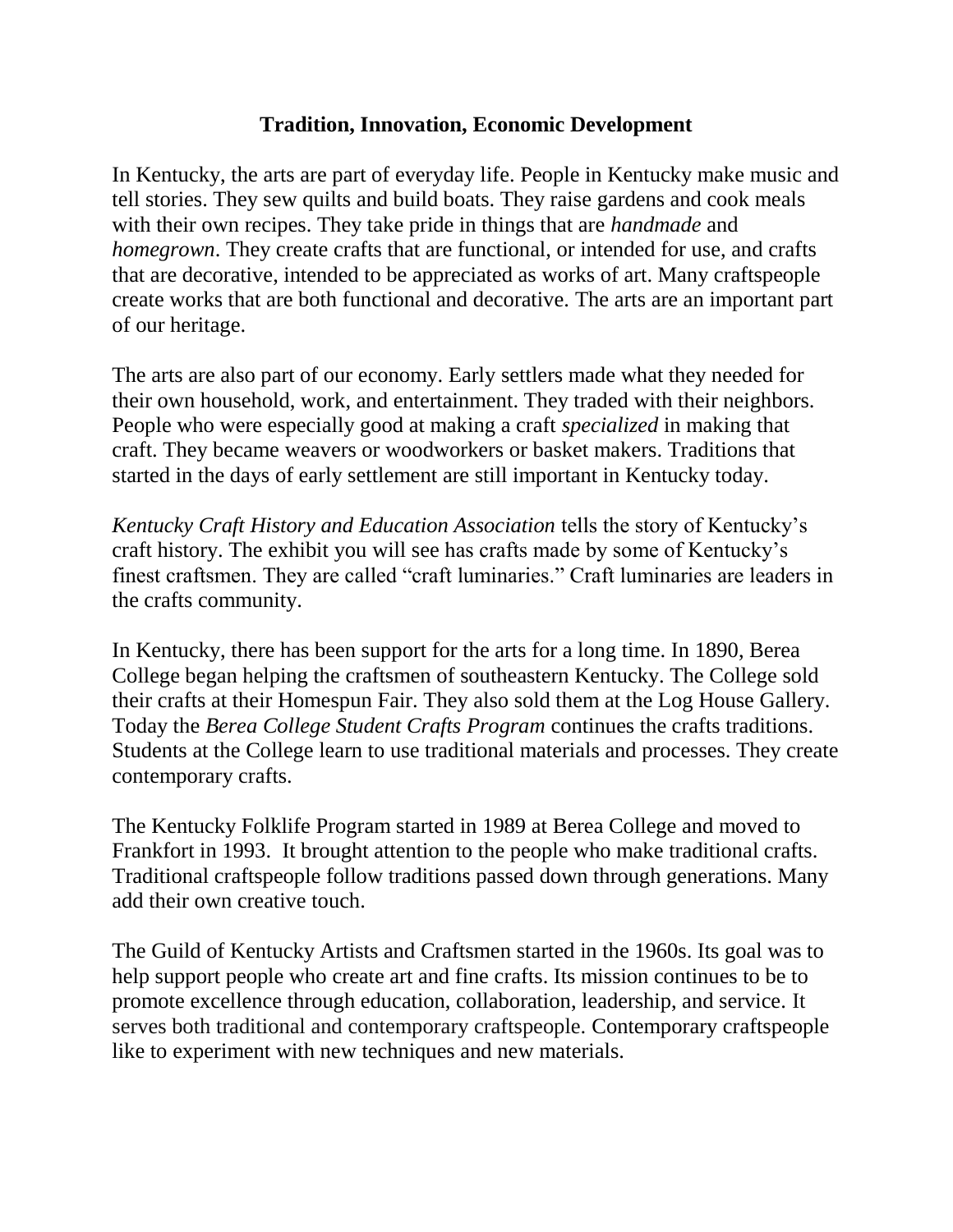## Tradition, Innovation, Economic Development

In Kentucky, the arts are part of everyday life. People in Kentucky make music and tell stories. They sew quilts and build boats. They raise gardens and cook meals with their own recipes. They take pride in things that are *handmade* and *homegrown*. They create crafts that are functional, or intended for use, and crafts that are decorative, intended to be appreciated as works of art. Many craftspeople create works that are both functional and decorative. The arts are an important part of our heritage.

The arts are also part of our economy. Early settlers made what they needed for their own household, work, and entertainment. They traded with their neighbors. People who were especially good at making a craft *specialized* in making that craft. They became weavers or woodworkers or basket makers. Traditions that started in the days of early settlement are still important in Kentucky today.

*Kentucky Craft History and Education Association* tells the story of Kentucky's craft history. The exhibit you will see has crafts made by some of Kentucky's finest craftsmen. They are called "craft luminaries." Craft luminaries are leaders in the crafts community.

In Kentucky, there has been support for the arts for a long time. In 1890, Berea College began helping the craftsmen of southeastern Kentucky. The College sold their crafts at their Homespun Fair. They also sold them at the Log House Gallery. Today the *Berea College Student Crafts Program* continues the crafts traditions. Students at the College learn to use traditional materials and processes. They create contemporary crafts.

The Kentucky Folklife Program started in 1989 at Berea College and moved to Frankfort in 1993. It brought attention to the people who make traditional crafts. Traditional craftspeople follow traditions passed down through generations. Many add their own creative touch.

The Guild of Kentucky Artists and Craftsmen started in the 1960s. Its goal was to help support people who create art and fine crafts. Its mission continues to be to promote excellence through education, collaboration, leadership, and service. It serves both traditional and contemporary craftspeople. Contemporary craftspeople like to experiment with new techniques and new materials.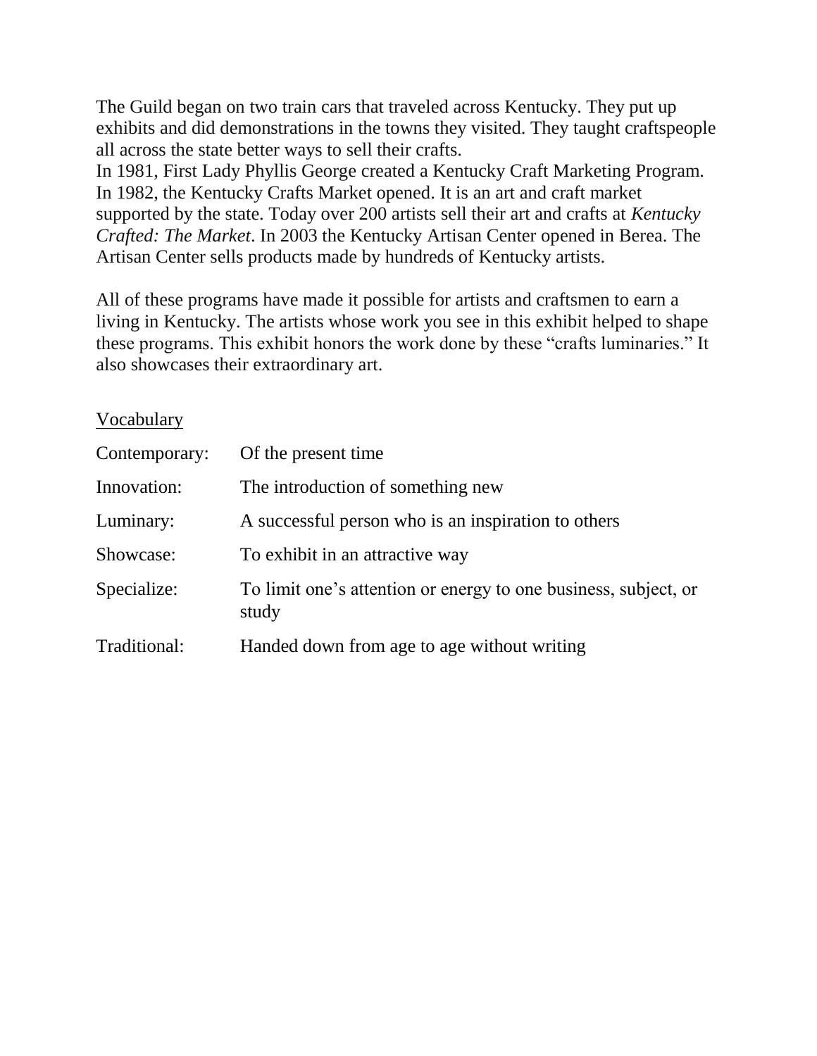The Guild began on two train cars that traveled across Kentucky. They put up exhibits and did demonstrations in the towns they visited. They taught craftspeople all across the state better ways to sell their crafts.
In 1981, First Lady Phyllis George created a Kentucky Craft Marketing Program. In 1982, the Kentucky Crafts Market opened. It is an art and craft market supported by the state. Today over 200 artists sell their art and crafts at *Kentucky Crafted: The Market*. In 2003 the Kentucky Artisan Center opened in Berea. The Artisan Center sells products made by hundreds of Kentucky artists.

All of these programs have made it possible for artists and craftsmen to earn a living in Kentucky. The artists whose work you see in this exhibit helped to shape these programs. This exhibit honors the work done by these "crafts luminaries." It also showcases their extraordinary art.

<u>Vocabulary</u>

| | |
|---|---|
| Contemporary: | Of the present time |
| Innovation: | The introduction of something new |
| Luminary: | A successful person who is an inspiration to others |
| Showcase: | To exhibit in an attractive way |
| Specialize: | To limit one's attention or energy to one business, subject, or study |
| Traditional: | Handed down from age to age without writing |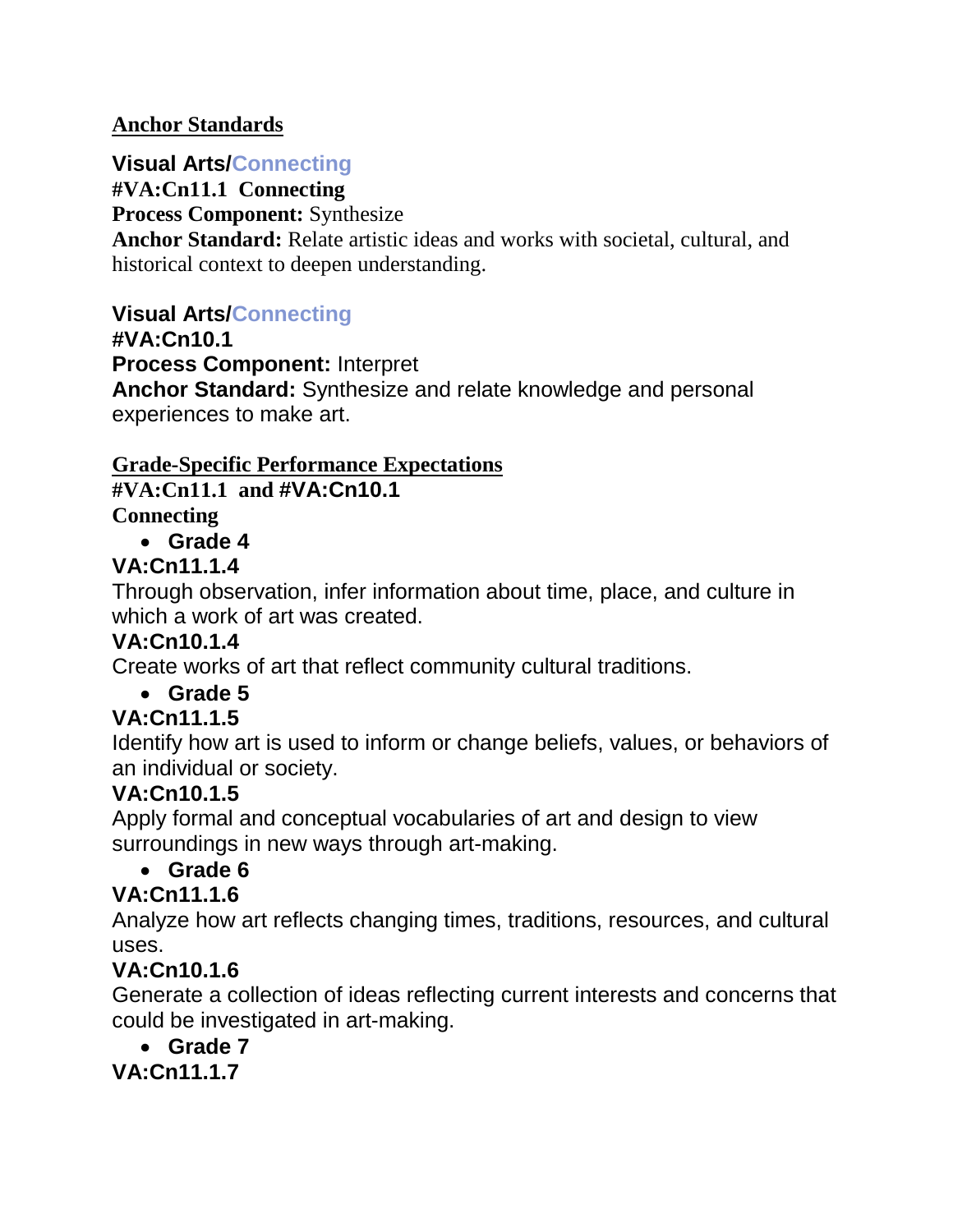## Anchor Standards

**Visual Arts/Connecting**
**#VA:Cn11.1 Connecting**
**Process Component:** Synthesize
**Anchor Standard:** Relate artistic ideas and works with societal, cultural, and historical context to deepen understanding.

**Visual Arts/Connecting**
**#VA:Cn10.1**
**Process Component:** Interpret
**Anchor Standard:** Synthesize and relate knowledge and personal experiences to make art.

## Grade-Specific Performance Expectations

**#VA:Cn11.1 and #VA:Cn10.1**
**Connecting**

- **Grade 4**

**VA:Cn11.1.4**
Through observation, infer information about time, place, and culture in which a work of art was created.
**VA:Cn10.1.4**
Create works of art that reflect community cultural traditions.

- **Grade 5**

**VA:Cn11.1.5**
Identify how art is used to inform or change beliefs, values, or behaviors of an individual or society.
**VA:Cn10.1.5**
Apply formal and conceptual vocabularies of art and design to view surroundings in new ways through art-making.

- **Grade 6**

**VA:Cn11.1.6**
Analyze how art reflects changing times, traditions, resources, and cultural uses.
**VA:Cn10.1.6**
Generate a collection of ideas reflecting current interests and concerns that could be investigated in art-making.

- **Grade 7**

**VA:Cn11.1.7**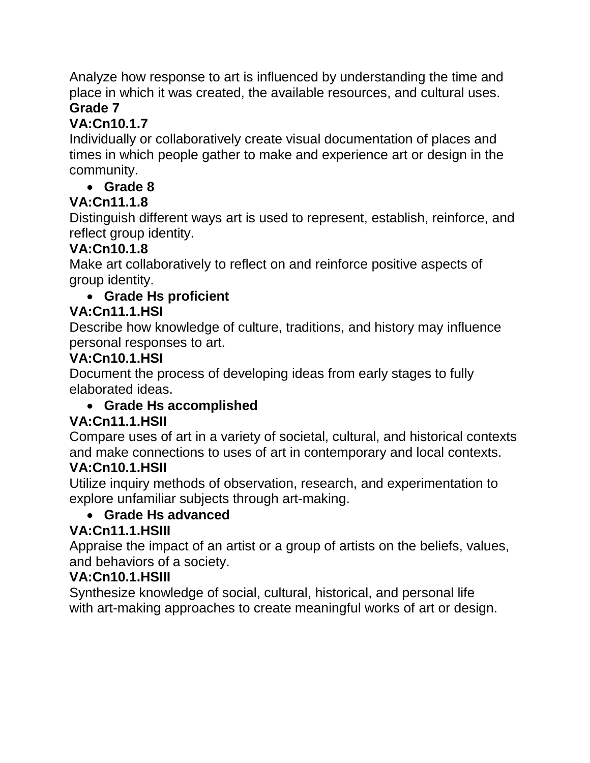Analyze how response to art is influenced by understanding the time and place in which it was created, the available resources, and cultural uses.

**Grade 7**

**VA:Cn10.1.7**

Individually or collaboratively create visual documentation of places and times in which people gather to make and experience art or design in the community.

- **Grade 8**

**VA:Cn11.1.8**

Distinguish different ways art is used to represent, establish, reinforce, and reflect group identity.

**VA:Cn10.1.8**

Make art collaboratively to reflect on and reinforce positive aspects of group identity.

- **Grade Hs proficient**

**VA:Cn11.1.HSI**

Describe how knowledge of culture, traditions, and history may influence personal responses to art.

**VA:Cn10.1.HSI**

Document the process of developing ideas from early stages to fully elaborated ideas.

- **Grade Hs accomplished**

**VA:Cn11.1.HSII**

Compare uses of art in a variety of societal, cultural, and historical contexts and make connections to uses of art in contemporary and local contexts.

**VA:Cn10.1.HSII**

Utilize inquiry methods of observation, research, and experimentation to explore unfamiliar subjects through art-making.

- **Grade Hs advanced**

**VA:Cn11.1.HSIII**

Appraise the impact of an artist or a group of artists on the beliefs, values, and behaviors of a society.

**VA:Cn10.1.HSIII**

Synthesize knowledge of social, cultural, historical, and personal life with art-making approaches to create meaningful works of art or design.